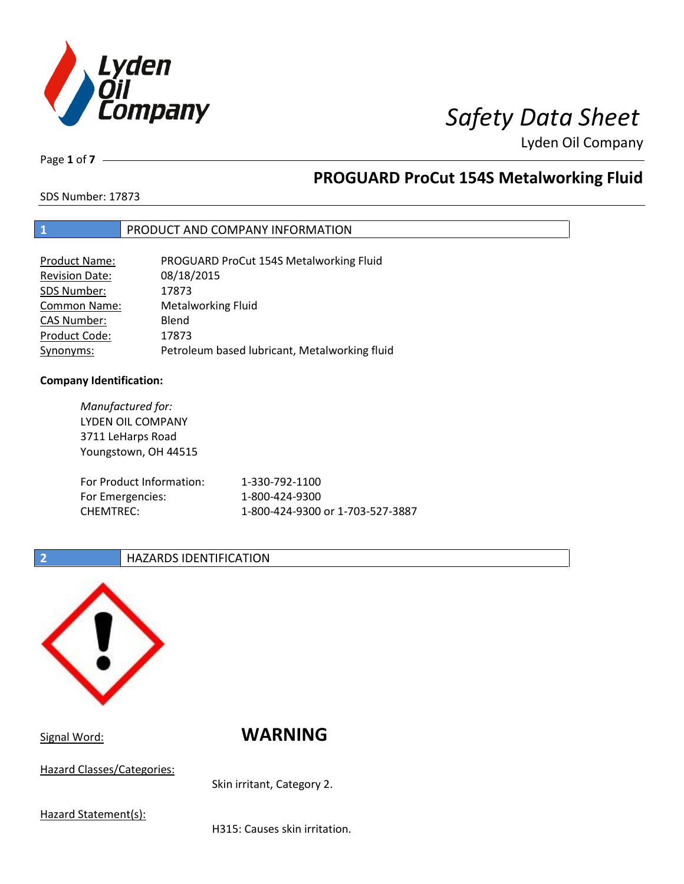# PROGUARD ProCut 154S Metalworking Fluid

SDS Number: 17873

## 1 PRODUCT AND COMPANY INFORMATION

| | |
|---|---|
| Product Name: | PROGUARD ProCut 154S Metalworking Fluid |
| Revision Date: | 08/18/2015 |
| SDS Number: | 17873 |
| Common Name: | Metalworking Fluid |
| CAS Number: | Blend |
| Product Code: | 17873 |
| Synonyms: | Petroleum based lubricant, Metalworking fluid |

**Company Identification:**

*Manufactured for:*
LYDEN OIL COMPANY
3711 LeHarps Road
Youngstown, OH 44515

| | |
|---|---|
| For Product Information: | 1-330-792-1100 |
| For Emergencies: | 1-800-424-9300 |
| CHEMTREC: | 1-800-424-9300 or 1-703-527-3887 |

## 2 HAZARDS IDENTIFICATION

Signal Word: **WARNING**

Hazard Classes/Categories:

Skin irritant, Category 2.

Hazard Statement(s):

H315: Causes skin irritation.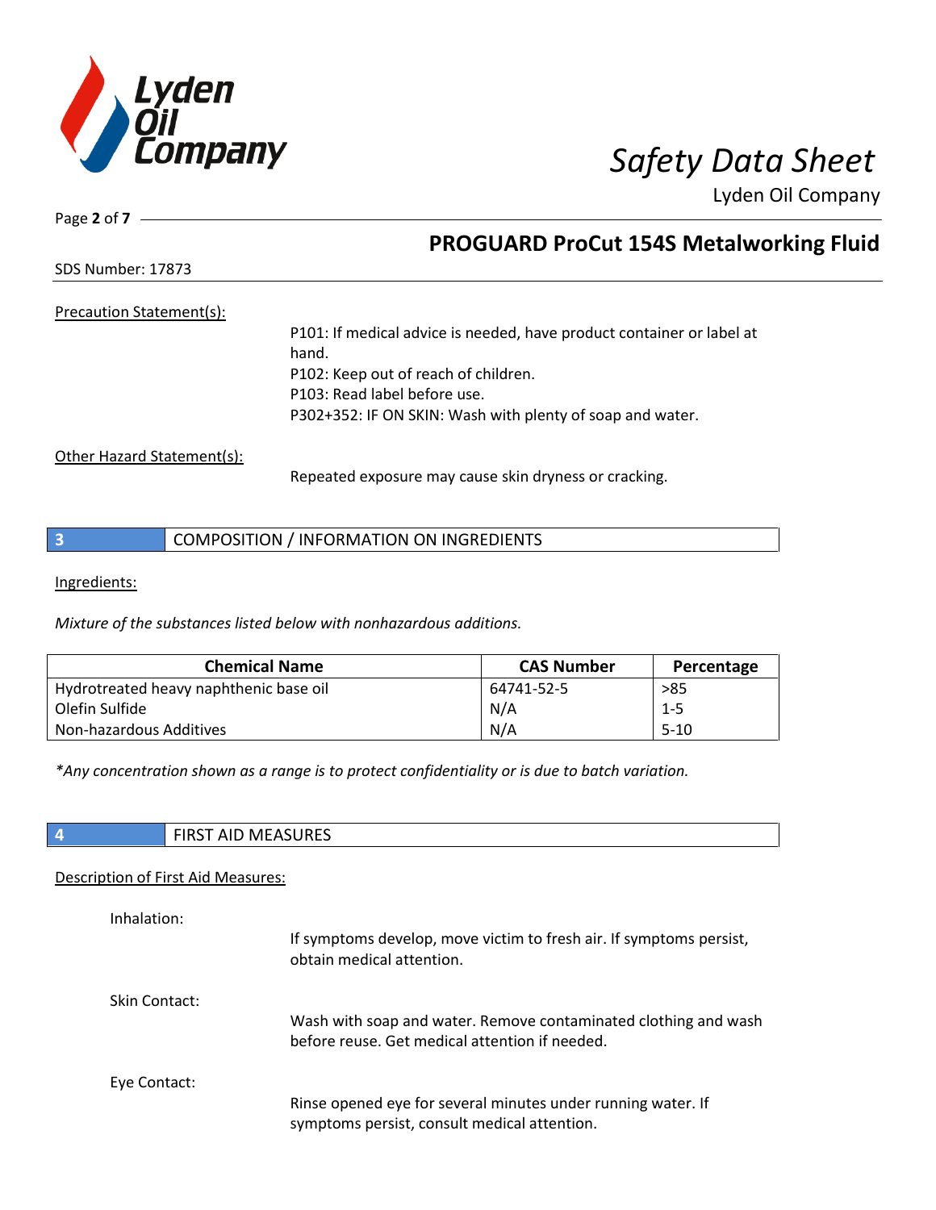Precation Statement(s):

P101: If medical advice is needed, have product container or label at hand.
P102: Keep out of reach of children.
P103: Read label before use.
P302+352: IF ON SKIN: Wash with plenty of soap and water.

Other Hazard Statement(s):

Repeated exposure may cause skin dryness or cracking.

## 3 COMPOSITION / INFORMATION ON INGREDIENTS

Ingredients:

*Mixture of the substances listed below with nonhazardous additions.*

| Chemical Name | CAS Number | Percentage |
|---|---|---|
| Hydrotreated heavy naphthenic base oil | 64741-52-5 | >85 |
| Olefin Sulfide | N/A | 1-5 |
| Non-hazardous Additives | N/A | 5-10 |

*\*Any concentration shown as a range is to protect confidentiality or is due to batch variation.*

## 4 FIRST AID MEASURES

Description of First Aid Measures:

Inhalation:

If symptoms develop, move victim to fresh air. If symptoms persist, obtain medical attention.

Skin Contact:

Wash with soap and water. Remove contaminated clothing and wash before reuse. Get medical attention if needed.

Eye Contact:

Rinse opened eye for several minutes under running water. If symptoms persist, consult medical attention.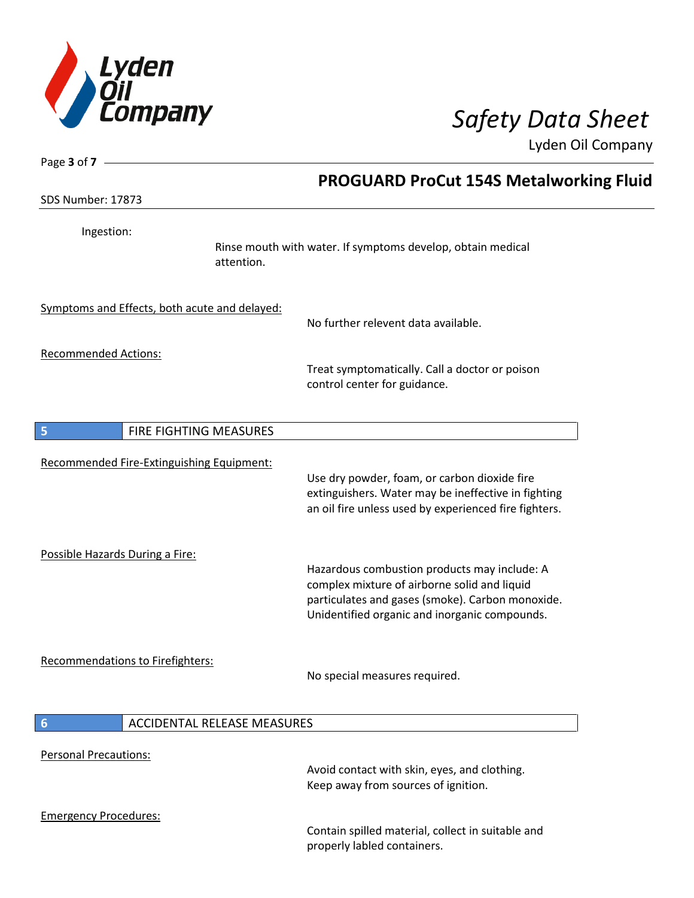Ingestion:

Rinse mouth with water. If symptoms develop, obtain medical attention.

Symptoms and Effects, both acute and delayed:

No further relevent data available.

Recommended Actions:

Treat symptomatically. Call a doctor or poison control center for guidance.

## 5 FIRE FIGHTING MEASURES

Recommended Fire-Extinguishing Equipment:

Use dry powder, foam, or carbon dioxide fire extinguishers. Water may be ineffective in fighting an oil fire unless used by experienced fire fighters.

Possible Hazards During a Fire:

Hazardous combustion products may include: A complex mixture of airborne solid and liquid particulates and gases (smoke). Carbon monoxide. Unidentified organic and inorganic compounds.

Recommendations to Firefighters:

No special measures required.

## 6 ACCIDENTAL RELEASE MEASURES

Personal Precautions:

Avoid contact with skin, eyes, and clothing. Keep away from sources of ignition.

Emergency Procedures:

Contain spilled material, collect in suitable and properly labled containers.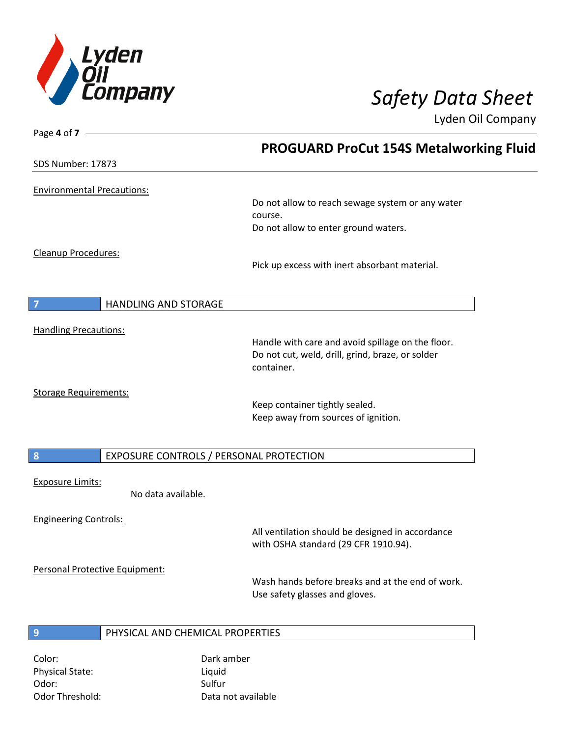**Environmental Precautions:**

Do not allow to reach sewage system or any water course.
Do not allow to enter ground waters.

**Cleanup Procedures:**

Pick up excess with inert absorbant material.

## 7 HANDLING AND STORAGE

**Handling Precautions:**

Handle with care and avoid spillage on the floor.
Do not cut, weld, drill, grind, braze, or solder container.

**Storage Requirements:**

Keep container tightly sealed.
Keep away from sources of ignition.

## 8 EXPOSURE CONTROLS / PERSONAL PROTECTION

**Exposure Limits:**

No data available.

**Engineering Controls:**

All ventilation should be designed in accordance with OSHA standard (29 CFR 1910.94).

**Personal Protective Equipment:**

Wash hands before breaks and at the end of work.
Use safety glasses and gloves.

## 9 PHYSICAL AND CHEMICAL PROPERTIES

| Property | Value |
|---|---|
| Color: | Dark amber |
| Physical State: | Liquid |
| Odor: | Sulfur |
| Odor Threshold: | Data not available |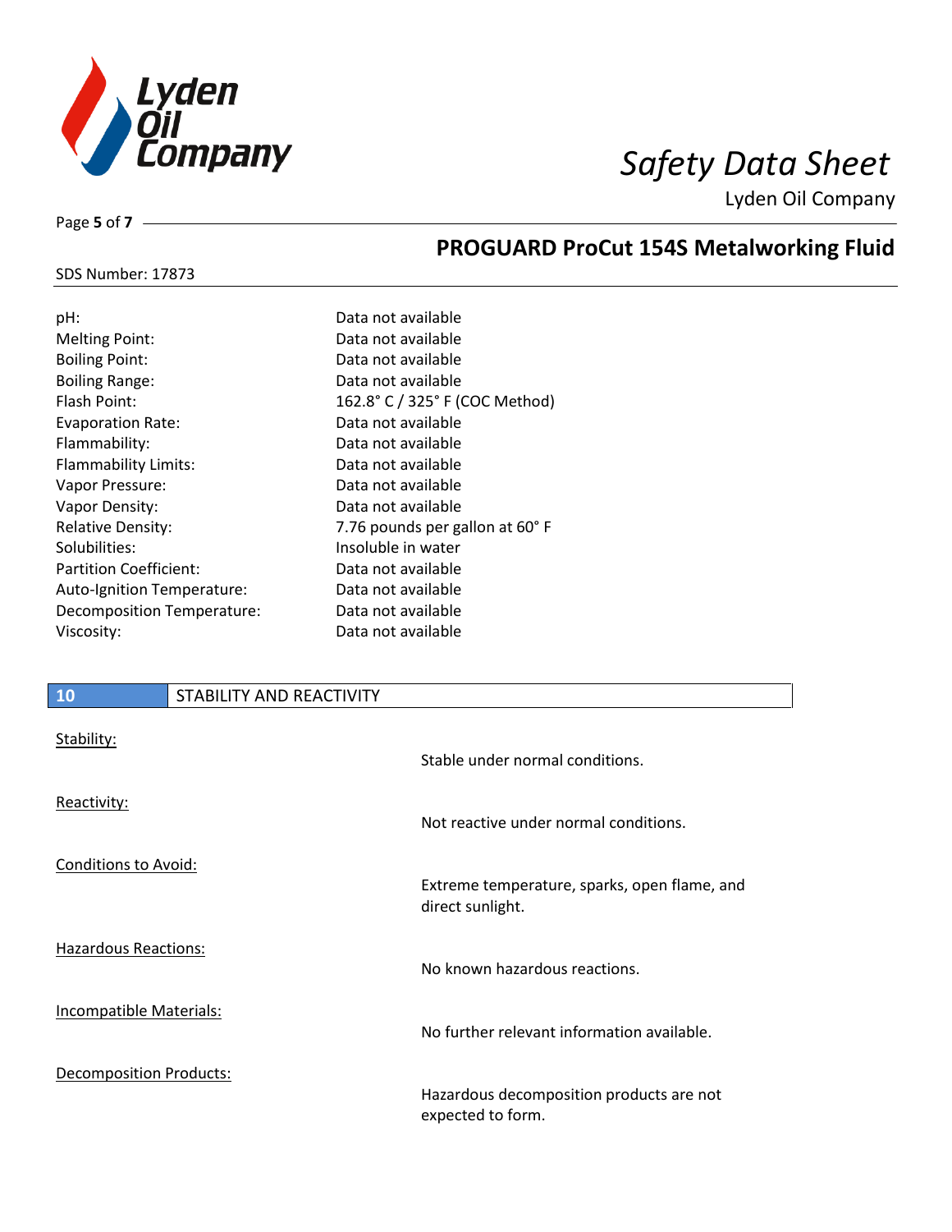| | |
|---|---|
| pH: | Data not available |
| Melting Point: | Data not available |
| Boiling Point: | Data not available |
| Boiling Range: | Data not available |
| Flash Point: | 162.8° C / 325° F (COC Method) |
| Evaporation Rate: | Data not available |
| Flammability: | Data not available |
| Flammability Limits: | Data not available |
| Vapor Pressure: | Data not available |
| Vapor Density: | Data not available |
| Relative Density: | 7.76 pounds per gallon at 60° F |
| Solubilities: | Insoluble in water |
| Partition Coefficient: | Data not available |
| Auto-Ignition Temperature: | Data not available |
| Decomposition Temperature: | Data not available |
| Viscosity: | Data not available |

## 10 STABILITY AND REACTIVITY

Stability:

Stable under normal conditions.

Reactivity:

Not reactive under normal conditions.

Conditions to Avoid:

Extreme temperature, sparks, open flame, and direct sunlight.

Hazardous Reactions:

No known hazardous reactions.

Incompatible Materials:

No further relevant information available.

Decomposition Products:

Hazardous decomposition products are not expected to form.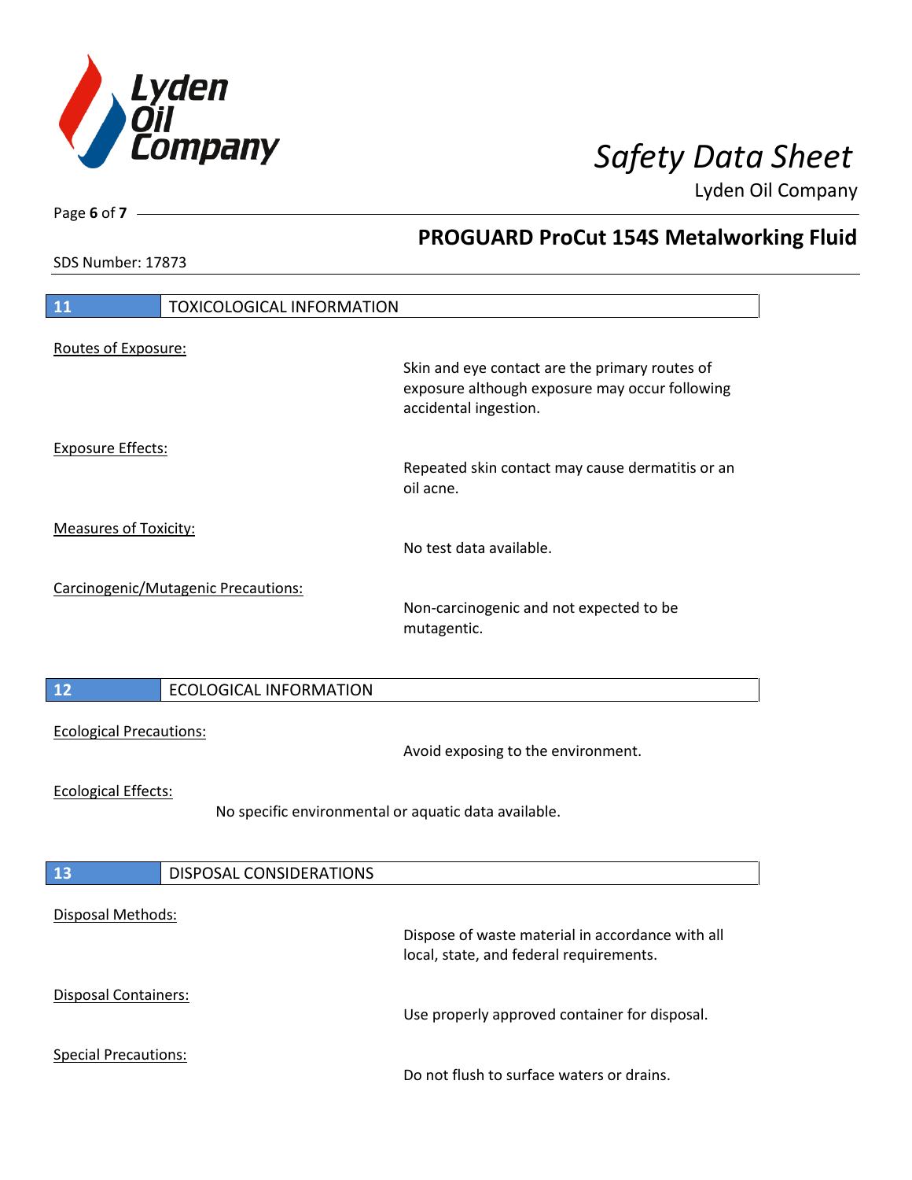## 11 TOXICOLOGICAL INFORMATION

Routes of Exposure:

Skin and eye contact are the primary routes of exposure although exposure may occur following accidental ingestion.

Exposure Effects:

Repeated skin contact may cause dermatitis or an oil acne.

Measures of Toxicity:

No test data available.

Carcinogenic/Mutagenic Precautions:

Non-carcinogenic and not expected to be mutagentic.

## 12 ECOLOGICAL INFORMATION

Ecological Precautions:

Avoid exposing to the environment.

Ecological Effects:

No specific environmental or aquatic data available.

## 13 DISPOSAL CONSIDERATIONS

Disposal Methods:

Dispose of waste material in accordance with all local, state, and federal requirements.

Disposal Containers:

Use properly approved container for disposal.

Special Precautions:

Do not flush to surface waters or drains.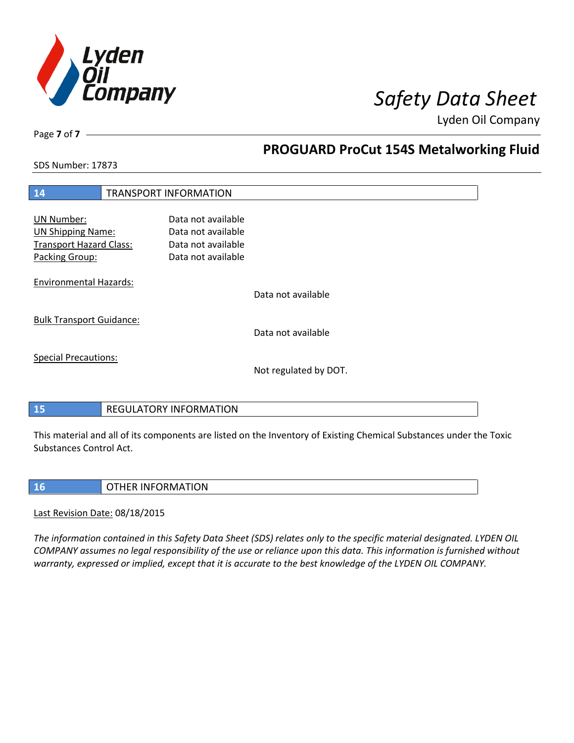## 14 TRANSPORT INFORMATION

UN Number: Data not available
UN Shipping Name: Data not available
Transport Hazard Class: Data not available
Packing Group: Data not available

Environmental Hazards:
Data not available

Bulk Transport Guidance:
Data not available

Special Precautions:
Not regulated by DOT.

## 15 REGULATORY INFORMATION

This material and all of its components are listed on the Inventory of Existing Chemical Substances under the Toxic Substances Control Act.

## 16 OTHER INFORMATION

Last Revision Date: 08/18/2015

*The information contained in this Safety Data Sheet (SDS) relates only to the specific material designated. LYDEN OIL COMPANY assumes no legal responsibility of the use or reliance upon this data. This information is furnished without warranty, expressed or implied, except that it is accurate to the best knowledge of the LYDEN OIL COMPANY.*